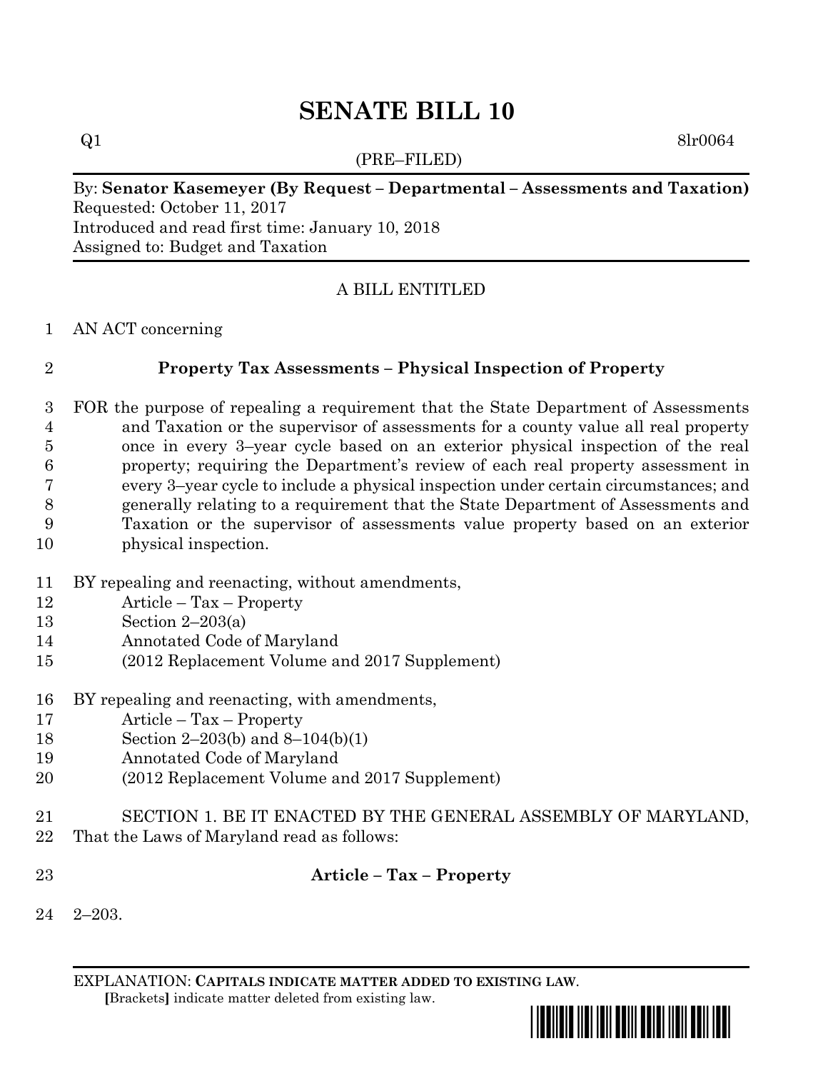# SENATE BILL 10

Q1 8lr0064

(PRE–FILED)

By: **Senator Kasemeyer (By Request – Departmental – Assessments and Taxation)**
Requested: October 11, 2017
Introduced and read first time: January 10, 2018
Assigned to: Budget and Taxation

A BILL ENTITLED

AN ACT concerning

**Property Tax Assessments – Physical Inspection of Property**

FOR the purpose of repealing a requirement that the State Department of Assessments and Taxation or the supervisor of assessments for a county value all real property once in every 3–year cycle based on an exterior physical inspection of the real property; requiring the Department's review of each real property assessment in every 3–year cycle to include a physical inspection under certain circumstances; and generally relating to a requirement that the State Department of Assessments and Taxation or the supervisor of assessments value property based on an exterior physical inspection.

BY repealing and reenacting, without amendments,
Article – Tax – Property
Section 2–203(a)
Annotated Code of Maryland
(2012 Replacement Volume and 2017 Supplement)

BY repealing and reenacting, with amendments,
Article – Tax – Property
Section 2–203(b) and 8–104(b)(1)
Annotated Code of Maryland
(2012 Replacement Volume and 2017 Supplement)

SECTION 1. BE IT ENACTED BY THE GENERAL ASSEMBLY OF MARYLAND, That the Laws of Maryland read as follows:

**Article – Tax – Property**

2–203.

EXPLANATION: **CAPITALS INDICATE MATTER ADDED TO EXISTING LAW**.
**[**Brackets**]** indicate matter deleted from existing law.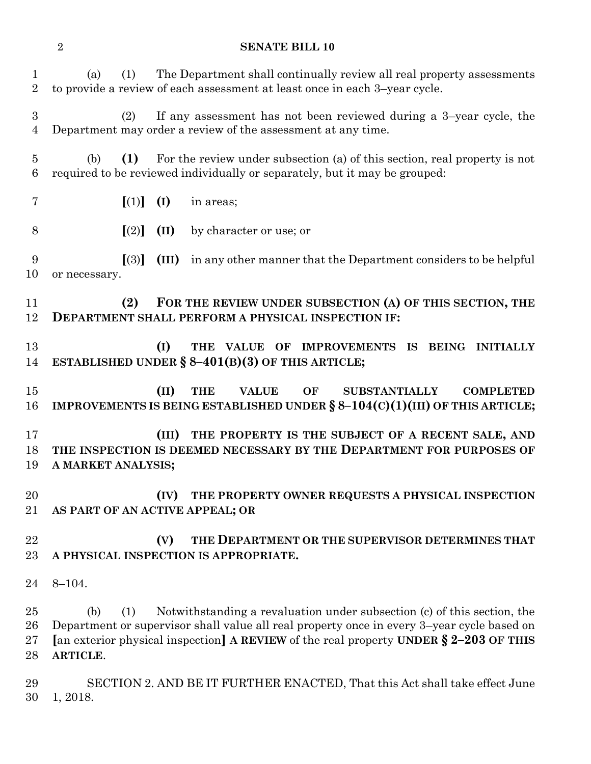(a) (1) The Department shall continually review all real property assessments to provide a review of each assessment at least once in each 3–year cycle.

(2) If any assessment has not been reviewed during a 3–year cycle, the Department may order a review of the assessment at any time.

(b) **(1)** For the review under subsection (a) of this section, real property is not required to be reviewed individually or separately, but it may be grouped:

**[**(1)**]** **(I)** in areas;

**[**(2)**]** **(II)** by character or use; or

**[**(3)**]** **(III)** in any other manner that the Department considers to be helpful or necessary.

**(2) FOR THE REVIEW UNDER SUBSECTION (A) OF THIS SECTION, THE DEPARTMENT SHALL PERFORM A PHYSICAL INSPECTION IF:**

**(I) THE VALUE OF IMPROVEMENTS IS BEING INITIALLY ESTABLISHED UNDER § 8–401(B)(3) OF THIS ARTICLE;**

**(II) THE VALUE OF SUBSTANTIALLY COMPLETED IMPROVEMENTS IS BEING ESTABLISHED UNDER § 8–104(C)(1)(III) OF THIS ARTICLE;**

**(III) THE PROPERTY IS THE SUBJECT OF A RECENT SALE, AND THE INSPECTION IS DEEMED NECESSARY BY THE DEPARTMENT FOR PURPOSES OF A MARKET ANALYSIS;**

**(IV) THE PROPERTY OWNER REQUESTS A PHYSICAL INSPECTION AS PART OF AN ACTIVE APPEAL; OR**

**(V) THE DEPARTMENT OR THE SUPERVISOR DETERMINES THAT A PHYSICAL INSPECTION IS APPROPRIATE.**

8–104.

(b) (1) Notwithstanding a revaluation under subsection (c) of this section, the Department or supervisor shall value all real property once in every 3–year cycle based on **[**an exterior physical inspection**]** **A REVIEW** of the real property **UNDER § 2–203 OF THIS ARTICLE**.

SECTION 2. AND BE IT FURTHER ENACTED, That this Act shall take effect June 1, 2018.